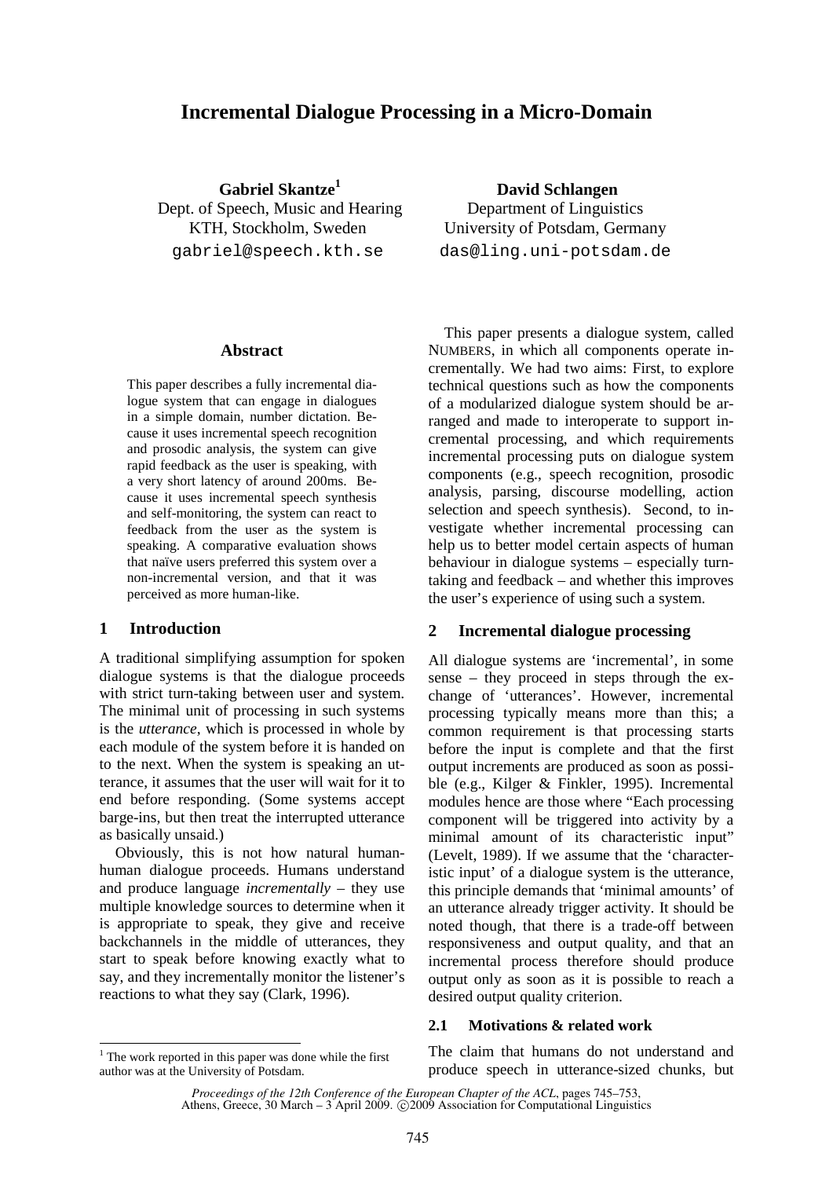# Incremental Dialogue Processing in a Micro-Domain

**Gabriel Skantze**[1]
Dept. of Speech, Music and Hearing
KTH, Stockholm, Sweden
gabriel@speech.kth.se

**David Schlangen**
Department of Linguistics
University of Potsdam, Germany
das@ling.uni-potsdam.de

## Abstract

This paper describes a fully incremental dialogue system that can engage in dialogues in a simple domain, number dictation. Because it uses incremental speech recognition and prosodic analysis, the system can give rapid feedback as the user is speaking, with a very short latency of around 200ms. Because it uses incremental speech synthesis and self-monitoring, the system can react to feedback from the user as the system is speaking. A comparative evaluation shows that naïve users preferred this system over a non-incremental version, and that it was perceived as more human-like.

## 1 Introduction

A traditional simplifying assumption for spoken dialogue systems is that the dialogue proceeds with strict turn-taking between user and system. The minimal unit of processing in such systems is the *utterance*, which is processed in whole by each module of the system before it is handed on to the next. When the system is speaking an utterance, it assumes that the user will wait for it to end before responding. (Some systems accept barge-ins, but then treat the interrupted utterance as basically unsaid.)

Obviously, this is not how natural human-human dialogue proceeds. Humans understand and produce language *incrementally* – they use multiple knowledge sources to determine when it is appropriate to speak, they give and receive backchannels in the middle of utterances, they start to speak before knowing exactly what to say, and they incrementally monitor the listener's reactions to what they say (Clark, 1996).

This paper presents a dialogue system, called NUMBERS, in which all components operate incrementally. We had two aims: First, to explore technical questions such as how the components of a modularized dialogue system should be arranged and made to interoperate to support incremental processing, and which requirements incremental processing puts on dialogue system components (e.g., speech recognition, prosodic analysis, parsing, discourse modelling, action selection and speech synthesis). Second, to investigate whether incremental processing can help us to better model certain aspects of human behaviour in dialogue systems – especially turn-taking and feedback – and whether this improves the user's experience of using such a system.

## 2 Incremental dialogue processing

All dialogue systems are 'incremental', in some sense – they proceed in steps through the exchange of 'utterances'. However, incremental processing typically means more than this; a common requirement is that processing starts before the input is complete and that the first output increments are produced as soon as possible (e.g., Kilger & Finkler, 1995). Incremental modules hence are those where "Each processing component will be triggered into activity by a minimal amount of its characteristic input" (Levelt, 1989). If we assume that the 'characteristic input' of a dialogue system is the utterance, this principle demands that 'minimal amounts' of an utterance already trigger activity. It should be noted though, that there is a trade-off between responsiveness and output quality, and that an incremental process therefore should produce output only as soon as it is possible to reach a desired output quality criterion.

### 2.1 Motivations & related work

The claim that humans do not understand and produce speech in utterance-sized chunks, but

[1] The work reported in this paper was done while the first author was at the University of Potsdam.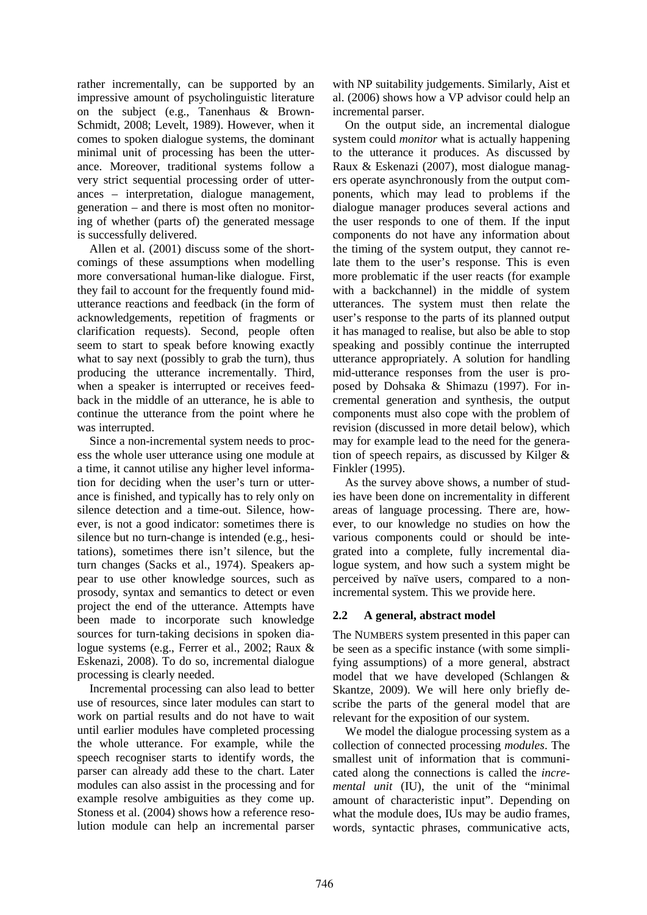rather incrementally, can be supported by an impressive amount of psycholinguistic literature on the subject (e.g., Tanenhaus & Brown-Schmidt, 2008; Levelt, 1989). However, when it comes to spoken dialogue systems, the dominant minimal unit of processing has been the utterance. Moreover, traditional systems follow a very strict sequential processing order of utterances – interpretation, dialogue management, generation – and there is most often no monitoring of whether (parts of) the generated message is successfully delivered.

Allen et al. (2001) discuss some of the shortcomings of these assumptions when modelling more conversational human-like dialogue. First, they fail to account for the frequently found mid-utterance reactions and feedback (in the form of acknowledgements, repetition of fragments or clarification requests). Second, people often seem to start to speak before knowing exactly what to say next (possibly to grab the turn), thus producing the utterance incrementally. Third, when a speaker is interrupted or receives feedback in the middle of an utterance, he is able to continue the utterance from the point where he was interrupted.

Since a non-incremental system needs to process the whole user utterance using one module at a time, it cannot utilise any higher level information for deciding when the user's turn or utterance is finished, and typically has to rely only on silence detection and a time-out. Silence, however, is not a good indicator: sometimes there is silence but no turn-change is intended (e.g., hesitations), sometimes there isn't silence, but the turn changes (Sacks et al., 1974). Speakers appear to use other knowledge sources, such as prosody, syntax and semantics to detect or even project the end of the utterance. Attempts have been made to incorporate such knowledge sources for turn-taking decisions in spoken dialogue systems (e.g., Ferrer et al., 2002; Raux & Eskenazi, 2008). To do so, incremental dialogue processing is clearly needed.

Incremental processing can also lead to better use of resources, since later modules can start to work on partial results and do not have to wait until earlier modules have completed processing the whole utterance. For example, while the speech recogniser starts to identify words, the parser can already add these to the chart. Later modules can also assist in the processing and for example resolve ambiguities as they come up. Stoness et al. (2004) shows how a reference resolution module can help an incremental parser with NP suitability judgements. Similarly, Aist et al. (2006) shows how a VP advisor could help an incremental parser.

On the output side, an incremental dialogue system could *monitor* what is actually happening to the utterance it produces. As discussed by Raux & Eskenazi (2007), most dialogue managers operate asynchronously from the output components, which may lead to problems if the dialogue manager produces several actions and the user responds to one of them. If the input components do not have any information about the timing of the system output, they cannot relate them to the user's response. This is even more problematic if the user reacts (for example with a backchannel) in the middle of system utterances. The system must then relate the user's response to the parts of its planned output it has managed to realise, but also be able to stop speaking and possibly continue the interrupted utterance appropriately. A solution for handling mid-utterance responses from the user is proposed by Dohsaka & Shimazu (1997). For incremental generation and synthesis, the output components must also cope with the problem of revision (discussed in more detail below), which may for example lead to the need for the generation of speech repairs, as discussed by Kilger & Finkler (1995).

As the survey above shows, a number of studies have been done on incrementality in different areas of language processing. There are, however, to our knowledge no studies on how the various components could or should be integrated into a complete, fully incremental dialogue system, and how such a system might be perceived by naïve users, compared to a non-incremental system. This we provide here.

## 2.2 A general, abstract model

The NUMBERS system presented in this paper can be seen as a specific instance (with some simplifying assumptions) of a more general, abstract model that we have developed (Schlangen & Skantze, 2009). We will here only briefly describe the parts of the general model that are relevant for the exposition of our system.

We model the dialogue processing system as a collection of connected processing *modules*. The smallest unit of information that is communicated along the connections is called the *incremental unit* (IU), the unit of the "minimal amount of characteristic input". Depending on what the module does, IUs may be audio frames, words, syntactic phrases, communicative acts,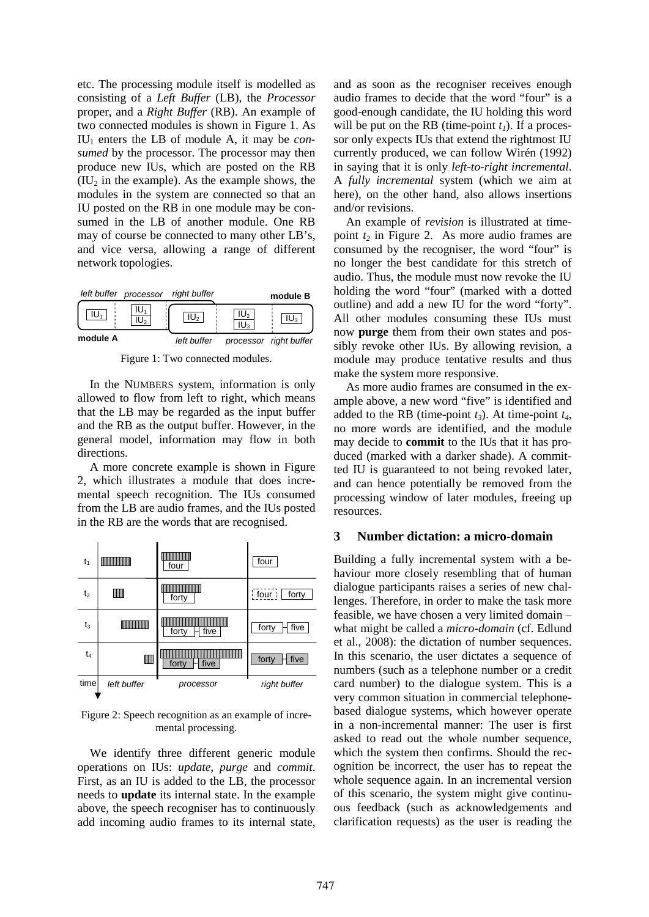etc. The processing module itself is modelled as consisting of a *Left Buffer* (LB), the *Processor* proper, and a *Right Buffer* (RB). An example of two connected modules is shown in Figure 1. As $IU_1$ enters the LB of module A, it may be *consumed* by the processor. The processor may then produce new IUs, which are posted on the RB ($IU_2$ in the example). As the example shows, the modules in the system are connected so that an IU posted on the RB in one module may be consumed in the LB of another module. One RB may of course be connected to many other LB's, and vice versa, allowing a range of different network topologies.

Figure 1: Two connected modules.

In the NUMBERS system, information is only allowed to flow from left to right, which means that the LB may be regarded as the input buffer and the RB as the output buffer. However, in the general model, information may flow in both directions.

A more concrete example is shown in Figure 2, which illustrates a module that does incremental speech recognition. The IUs consumed from the LB are audio frames, and the IUs posted in the RB are the words that are recognised.

Figure 2: Speech recognition as an example of incremental processing.

We identify three different generic module operations on IUs: *update*, *purge* and *commit*. First, as an IU is added to the LB, the processor needs to **update** its internal state. In the example above, the speech recogniser has to continuously add incoming audio frames to its internal state, and as soon as the recogniser receives enough audio frames to decide that the word "four" is a good-enough candidate, the IU holding this word will be put on the RB (time-point $t_1$). If a processor only expects IUs that extend the rightmost IU currently produced, we can follow Wirén (1992) in saying that it is only *left-to-right incremental*. A *fully incremental* system (which we aim at here), on the other hand, also allows insertions and/or revisions.

An example of *revision* is illustrated at time-point $t_2$ in Figure 2. As more audio frames are consumed by the recogniser, the word "four" is no longer the best candidate for this stretch of audio. Thus, the module must now revoke the IU holding the word "four" (marked with a dotted outline) and add a new IU for the word "forty". All other modules consuming these IUs must now **purge** them from their own states and possibly revoke other IUs. By allowing revision, a module may produce tentative results and thus make the system more responsive.

As more audio frames are consumed in the example above, a new word "five" is identified and added to the RB (time-point $t_3$). At time-point $t_4$, no more words are identified, and the module may decide to **commit** to the IUs that it has produced (marked with a darker shade). A committed IU is guaranteed to not being revoked later, and can hence potentially be removed from the processing window of later modules, freeing up resources.

## 3 Number dictation: a micro-domain

Building a fully incremental system with a behaviour more closely resembling that of human dialogue participants raises a series of new challenges. Therefore, in order to make the task more feasible, we have chosen a very limited domain – what might be called a *micro-domain* (cf. Edlund et al., 2008): the dictation of number sequences. In this scenario, the user dictates a sequence of numbers (such as a telephone number or a credit card number) to the dialogue system. This is a very common situation in commercial telephone-based dialogue systems, which however operate in a non-incremental manner: The user is first asked to read out the whole number sequence, which the system then confirms. Should the recognition be incorrect, the user has to repeat the whole sequence again. In an incremental version of this scenario, the system might give continuous feedback (such as acknowledgements and clarification requests) as the user is reading the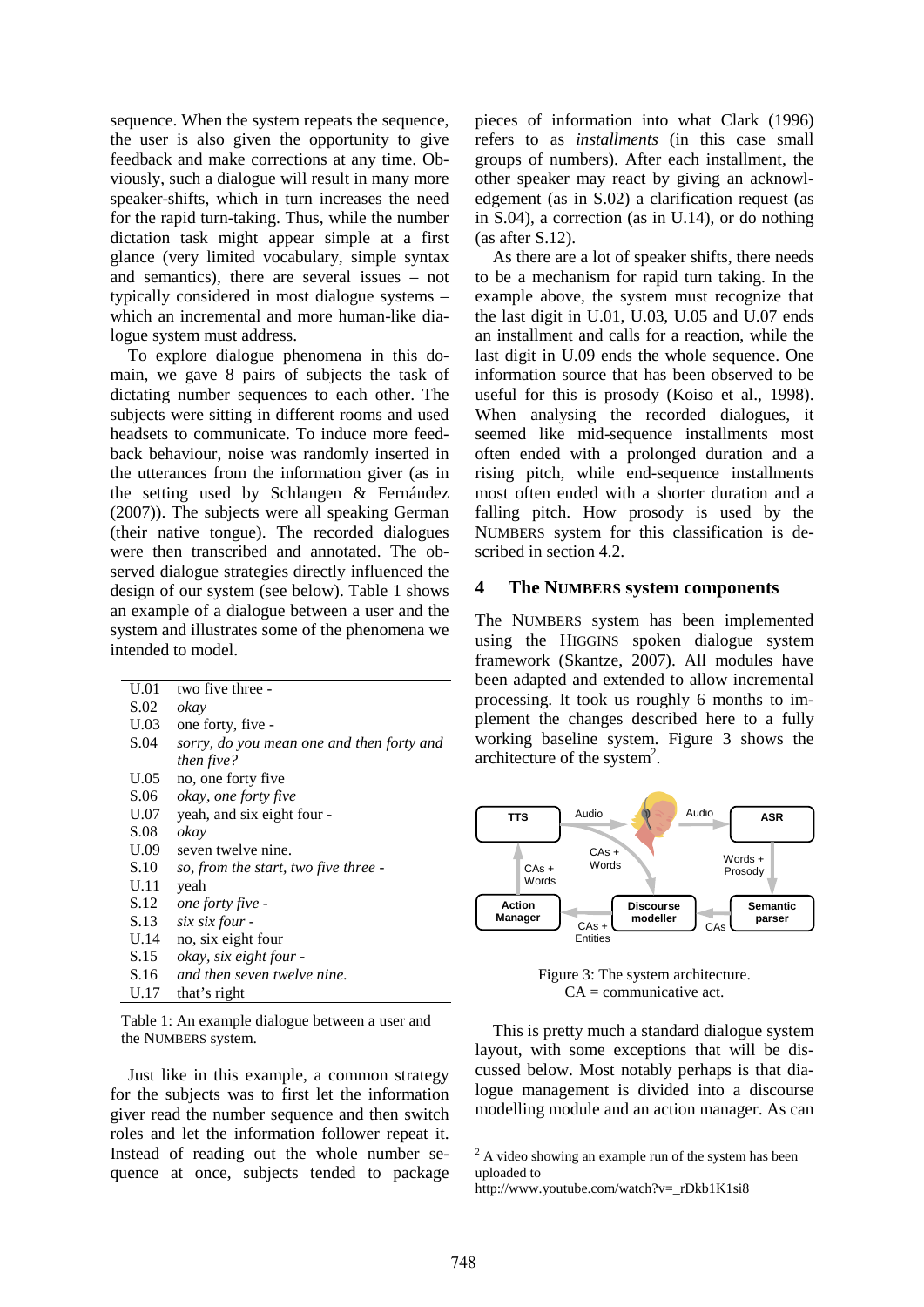sequence. When the system repeats the sequence, the user is also given the opportunity to give feedback and make corrections at any time. Obviously, such a dialogue will result in many more speaker-shifts, which in turn increases the need for the rapid turn-taking. Thus, while the number dictation task might appear simple at a first glance (very limited vocabulary, simple syntax and semantics), there are several issues – not typically considered in most dialogue systems – which an incremental and more human-like dialogue system must address.

To explore dialogue phenomena in this domain, we gave 8 pairs of subjects the task of dictating number sequences to each other. The subjects were sitting in different rooms and used headsets to communicate. To induce more feedback behaviour, noise was randomly inserted in the utterances from the information giver (as in the setting used by Schlangen & Fernández (2007)). The subjects were all speaking German (their native tongue). The recorded dialogues were then transcribed and annotated. The observed dialogue strategies directly influenced the design of our system (see below). Table 1 shows an example of a dialogue between a user and the system and illustrates some of the phenomena we intended to model.

| | |
|---|---|
| U.01 | two five three - |
| S.02 | *okay* |
| U.03 | one forty, five - |
| S.04 | *sorry, do you mean one and then forty and then five?* |
| U.05 | no, one forty five |
| S.06 | *okay, one forty five* |
| U.07 | yeah, and six eight four - |
| S.08 | *okay* |
| U.09 | seven twelve nine. |
| S.10 | *so, from the start, two five three -* |
| U.11 | yeah |
| S.12 | *one forty five -* |
| S.13 | *six six four -* |
| U.14 | no, six eight four |
| S.15 | *okay, six eight four -* |
| S.16 | *and then seven twelve nine.* |
| U.17 | that's right |

Table 1: An example dialogue between a user and the NUMBERS system.

Just like in this example, a common strategy for the subjects was to first let the information giver read the number sequence and then switch roles and let the information follower repeat it. Instead of reading out the whole number sequence at once, subjects tended to package pieces of information into what Clark (1996) refers to as *installments* (in this case small groups of numbers). After each installment, the other speaker may react by giving an acknowledgement (as in S.02) a clarification request (as in S.04), a correction (as in U.14), or do nothing (as after S.12).

As there are a lot of speaker shifts, there needs to be a mechanism for rapid turn taking. In the example above, the system must recognize that the last digit in U.01, U.03, U.05 and U.07 ends an installment and calls for a reaction, while the last digit in U.09 ends the whole sequence. One information source that has been observed to be useful for this is prosody (Koiso et al., 1998). When analysing the recorded dialogues, it seemed like mid-sequence installments most often ended with a prolonged duration and a rising pitch, while end-sequence installments most often ended with a shorter duration and a falling pitch. How prosody is used by the NUMBERS system for this classification is described in section 4.2.

## 4 The NUMBERS system components

The NUMBERS system has been implemented using the HIGGINS spoken dialogue system framework (Skantze, 2007). All modules have been adapted and extended to allow incremental processing. It took us roughly 6 months to implement the changes described here to a fully working baseline system. Figure 3 shows the architecture of the system[2].

Figure 3: The system architecture.
CA = communicative act.

This is pretty much a standard dialogue system layout, with some exceptions that will be discussed below. Most notably perhaps is that dialogue management is divided into a discourse modelling module and an action manager. As can

[2] A video showing an example run of the system has been uploaded to
http://www.youtube.com/watch?v=_rDkb1K1si8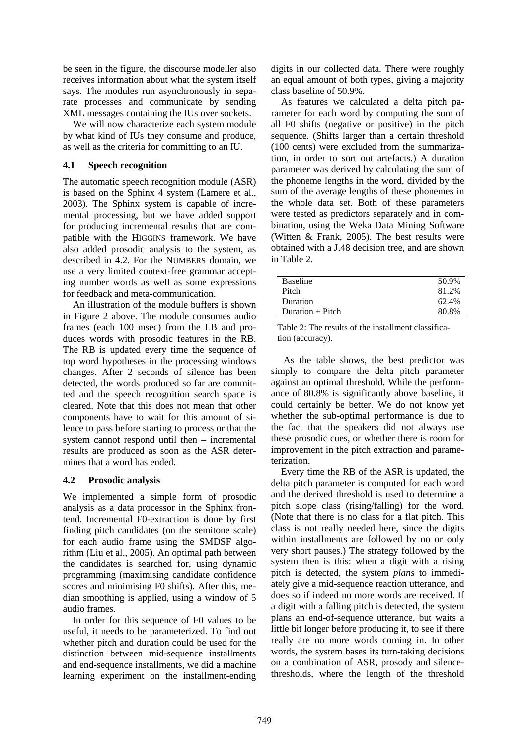be seen in the figure, the discourse modeller also receives information about what the system itself says. The modules run asynchronously in separate processes and communicate by sending XML messages containing the IUs over sockets.

We will now characterize each system module by what kind of IUs they consume and produce, as well as the criteria for committing to an IU.

### 4.1 Speech recognition

The automatic speech recognition module (ASR) is based on the Sphinx 4 system (Lamere et al., 2003). The Sphinx system is capable of incremental processing, but we have added support for producing incremental results that are compatible with the HIGGINS framework. We have also added prosodic analysis to the system, as described in 4.2. For the NUMBERS domain, we use a very limited context-free grammar accepting number words as well as some expressions for feedback and meta-communication.

An illustration of the module buffers is shown in Figure 2 above. The module consumes audio frames (each 100 msec) from the LB and produces words with prosodic features in the RB. The RB is updated every time the sequence of top word hypotheses in the processing windows changes. After 2 seconds of silence has been detected, the words produced so far are committed and the speech recognition search space is cleared. Note that this does not mean that other components have to wait for this amount of silence to pass before starting to process or that the system cannot respond until then – incremental results are produced as soon as the ASR determines that a word has ended.

### 4.2 Prosodic analysis

We implemented a simple form of prosodic analysis as a data processor in the Sphinx frontend. Incremental F0-extraction is done by first finding pitch candidates (on the semitone scale) for each audio frame using the SMDSF algorithm (Liu et al., 2005). An optimal path between the candidates is searched for, using dynamic programming (maximising candidate confidence scores and minimising F0 shifts). After this, median smoothing is applied, using a window of 5 audio frames.

In order for this sequence of F0 values to be useful, it needs to be parameterized. To find out whether pitch and duration could be used for the distinction between mid-sequence installments and end-sequence installments, we did a machine learning experiment on the installment-ending digits in our collected data. There were roughly an equal amount of both types, giving a majority class baseline of 50.9%.

As features we calculated a delta pitch parameter for each word by computing the sum of all F0 shifts (negative or positive) in the pitch sequence. (Shifts larger than a certain threshold (100 cents) were excluded from the summarization, in order to sort out artefacts.) A duration parameter was derived by calculating the sum of the phoneme lengths in the word, divided by the sum of the average lengths of these phonemes in the whole data set. Both of these parameters were tested as predictors separately and in combination, using the Weka Data Mining Software (Witten & Frank, 2005). The best results were obtained with a J.48 decision tree, and are shown in Table 2.

| | |
|---|---|
| Baseline | 50.9% |
| Pitch | 81.2% |
| Duration | 62.4% |
| Duration + Pitch | 80.8% |

Table 2: The results of the installment classification (accuracy).

As the table shows, the best predictor was simply to compare the delta pitch parameter against an optimal threshold. While the performance of 80.8% is significantly above baseline, it could certainly be better. We do not know yet whether the sub-optimal performance is due to the fact that the speakers did not always use these prosodic cues, or whether there is room for improvement in the pitch extraction and parameterization.

Every time the RB of the ASR is updated, the delta pitch parameter is computed for each word and the derived threshold is used to determine a pitch slope class (rising/falling) for the word. (Note that there is no class for a flat pitch. This class is not really needed here, since the digits within installments are followed by no or only very short pauses.) The strategy followed by the system then is this: when a digit with a rising pitch is detected, the system *plans* to immediately give a mid-sequence reaction utterance, and does so if indeed no more words are received. If a digit with a falling pitch is detected, the system plans an end-of-sequence utterance, but waits a little bit longer before producing it, to see if there really are no more words coming in. In other words, the system bases its turn-taking decisions on a combination of ASR, prosody and silence-thresholds, where the length of the threshold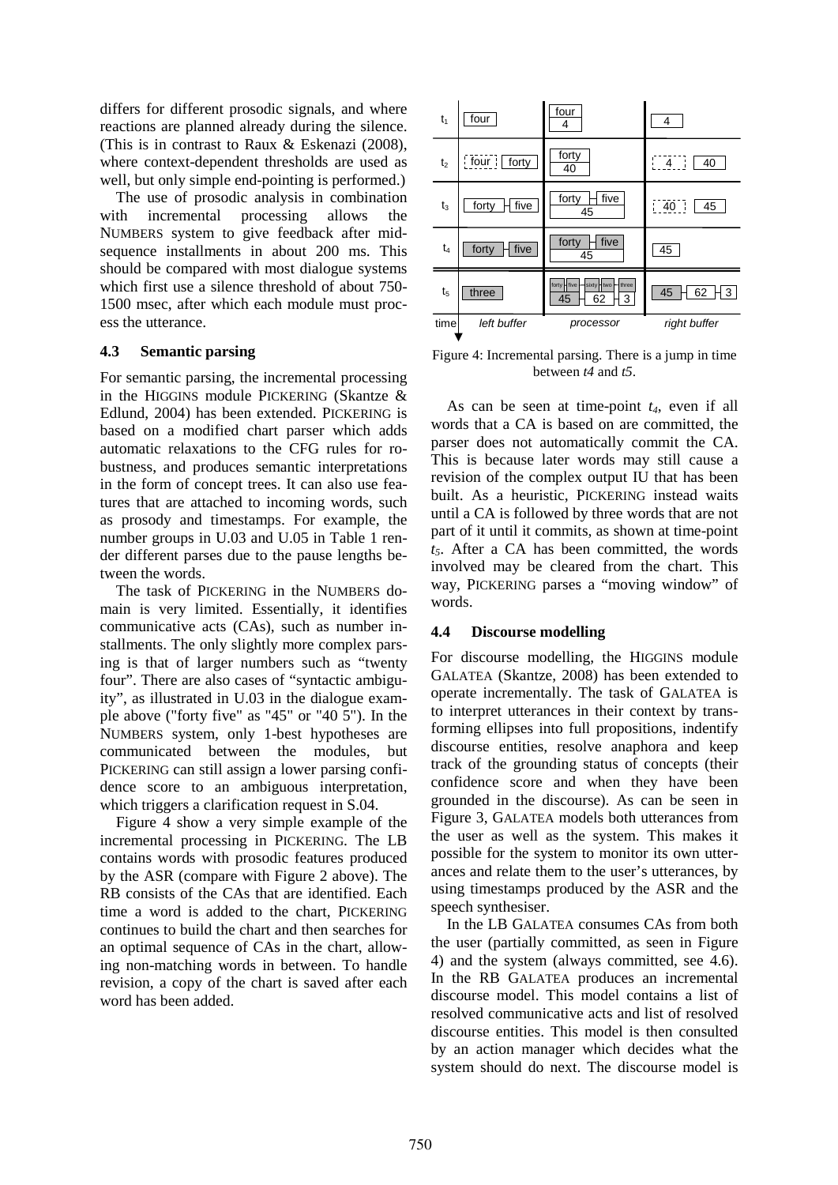differs for different prosodic signals, and where reactions are planned already during the silence. (This is in contrast to Raux & Eskenazi (2008), where context-dependent thresholds are used as well, but only simple end-pointing is performed.)

The use of prosodic analysis in combination with incremental processing allows the NUMBERS system to give feedback after mid-sequence installments in about 200 ms. This should be compared with most dialogue systems which first use a silence threshold of about 750-1500 msec, after which each module must process the utterance.

### 4.3 Semantic parsing

For semantic parsing, the incremental processing in the HIGGINS module PICKERING (Skantze & Edlund, 2004) has been extended. PICKERING is based on a modified chart parser which adds automatic relaxations to the CFG rules for robustness, and produces semantic interpretations in the form of concept trees. It can also use features that are attached to incoming words, such as prosody and timestamps. For example, the number groups in U.03 and U.05 in Table 1 render different parses due to the pause lengths between the words.

The task of PICKERING in the NUMBERS domain is very limited. Essentially, it identifies communicative acts (CAs), such as number installments. The only slightly more complex parsing is that of larger numbers such as "twenty four". There are also cases of "syntactic ambiguity", as illustrated in U.03 in the dialogue example above ("forty five" as "45" or "40 5"). In the NUMBERS system, only 1-best hypotheses are communicated between the modules, but PICKERING can still assign a lower parsing confidence score to an ambiguous interpretation, which triggers a clarification request in S.04.

Figure 4 show a very simple example of the incremental processing in PICKERING. The LB contains words with prosodic features produced by the ASR (compare with Figure 2 above). The RB consists of the CAs that are identified. Each time a word is added to the chart, PICKERING continues to build the chart and then searches for an optimal sequence of CAs in the chart, allowing non-matching words in between. To handle revision, a copy of the chart is saved after each word has been added.

| time | left buffer | processor | right buffer |
|---|---|---|---|
| $t_1$ | four | four / 4 | 4 |
| $t_2$ | four, forty | forty / 40 | 4, 40 |
| $t_3$ | forty – five | forty – five / 45 | 40, 45 |
| $t_4$ | forty – five | forty – five / 45 | 45 |
| $t_5$ | three | forty – five – sixty – two – three / 45 – 62 – 3 | 45 – 62 – 3 |

Figure 4: Incremental parsing. There is a jump in time between *t4* and *t5*.

As can be seen at time-point $t_4$, even if all words that a CA is based on are committed, the parser does not automatically commit the CA. This is because later words may still cause a revision of the complex output IU that has been built. As a heuristic, PICKERING instead waits until a CA is followed by three words that are not part of it until it commits, as shown at time-point $t_5$. After a CA has been committed, the words involved may be cleared from the chart. This way, PICKERING parses a "moving window" of words.

### 4.4 Discourse modelling

For discourse modelling, the HIGGINS module GALATEA (Skantze, 2008) has been extended to operate incrementally. The task of GALATEA is to interpret utterances in their context by transforming ellipses into full propositions, indentify discourse entities, resolve anaphora and keep track of the grounding status of concepts (their confidence score and when they have been grounded in the discourse). As can be seen in Figure 3, GALATEA models both utterances from the user as well as the system. This makes it possible for the system to monitor its own utterances and relate them to the user's utterances, by using timestamps produced by the ASR and the speech synthesiser.

In the LB GALATEA consumes CAs from both the user (partially committed, as seen in Figure 4) and the system (always committed, see 4.6). In the RB GALATEA produces an incremental discourse model. This model contains a list of resolved communicative acts and list of resolved discourse entities. This model is then consulted by an action manager which decides what the system should do next. The discourse model is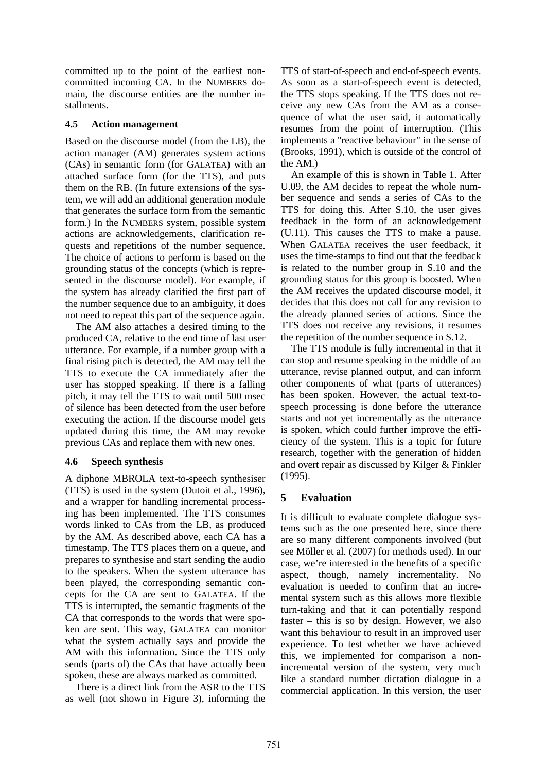committed up to the point of the earliest non-committed incoming CA. In the NUMBERS domain, the discourse entities are the number installments.

### 4.5 Action management

Based on the discourse model (from the LB), the action manager (AM) generates system actions (CAs) in semantic form (for GALATEA) with an attached surface form (for the TTS), and puts them on the RB. (In future extensions of the system, we will add an additional generation module that generates the surface form from the semantic form.) In the NUMBERS system, possible system actions are acknowledgements, clarification requests and repetitions of the number sequence. The choice of actions to perform is based on the grounding status of the concepts (which is represented in the discourse model). For example, if the system has already clarified the first part of the number sequence due to an ambiguity, it does not need to repeat this part of the sequence again.

The AM also attaches a desired timing to the produced CA, relative to the end time of last user utterance. For example, if a number group with a final rising pitch is detected, the AM may tell the TTS to execute the CA immediately after the user has stopped speaking. If there is a falling pitch, it may tell the TTS to wait until 500 msec of silence has been detected from the user before executing the action. If the discourse model gets updated during this time, the AM may revoke previous CAs and replace them with new ones.

### 4.6 Speech synthesis

A diphone MBROLA text-to-speech synthesiser (TTS) is used in the system (Dutoit et al., 1996), and a wrapper for handling incremental processing has been implemented. The TTS consumes words linked to CAs from the LB, as produced by the AM. As described above, each CA has a timestamp. The TTS places them on a queue, and prepares to synthesise and start sending the audio to the speakers. When the system utterance has been played, the corresponding semantic concepts for the CA are sent to GALATEA. If the TTS is interrupted, the semantic fragments of the CA that corresponds to the words that were spoken are sent. This way, GALATEA can monitor what the system actually says and provide the AM with this information. Since the TTS only sends (parts of) the CAs that have actually been spoken, these are always marked as committed.

There is a direct link from the ASR to the TTS as well (not shown in Figure 3), informing the TTS of start-of-speech and end-of-speech events. As soon as a start-of-speech event is detected, the TTS stops speaking. If the TTS does not receive any new CAs from the AM as a consequence of what the user said, it automatically resumes from the point of interruption. (This implements a "reactive behaviour" in the sense of (Brooks, 1991), which is outside of the control of the AM.)

An example of this is shown in Table 1. After U.09, the AM decides to repeat the whole number sequence and sends a series of CAs to the TTS for doing this. After S.10, the user gives feedback in the form of an acknowledgement (U.11). This causes the TTS to make a pause. When GALATEA receives the user feedback, it uses the time-stamps to find out that the feedback is related to the number group in S.10 and the grounding status for this group is boosted. When the AM receives the updated discourse model, it decides that this does not call for any revision to the already planned series of actions. Since the TTS does not receive any revisions, it resumes the repetition of the number sequence in S.12.

The TTS module is fully incremental in that it can stop and resume speaking in the middle of an utterance, revise planned output, and can inform other components of what (parts of utterances) has been spoken. However, the actual text-to-speech processing is done before the utterance starts and not yet incrementally as the utterance is spoken, which could further improve the efficiency of the system. This is a topic for future research, together with the generation of hidden and overt repair as discussed by Kilger & Finkler (1995).

## 5 Evaluation

It is difficult to evaluate complete dialogue systems such as the one presented here, since there are so many different components involved (but see Möller et al. (2007) for methods used). In our case, we're interested in the benefits of a specific aspect, though, namely incrementality. No evaluation is needed to confirm that an incremental system such as this allows more flexible turn-taking and that it can potentially respond faster – this is so by design. However, we also want this behaviour to result in an improved user experience. To test whether we have achieved this, we implemented for comparison a non-incremental version of the system, very much like a standard number dictation dialogue in a commercial application. In this version, the user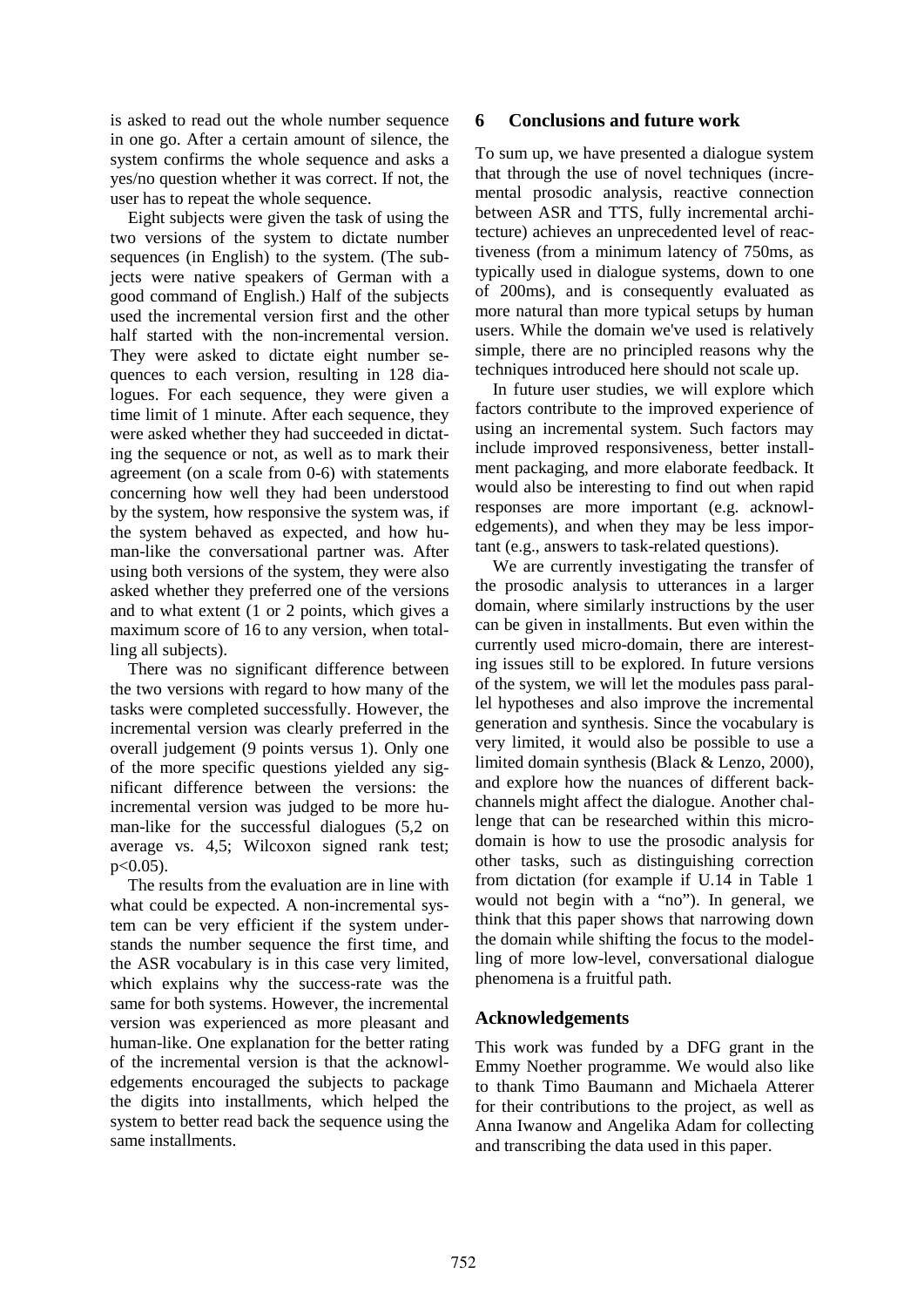is asked to read out the whole number sequence in one go. After a certain amount of silence, the system confirms the whole sequence and asks a yes/no question whether it was correct. If not, the user has to repeat the whole sequence.

Eight subjects were given the task of using the two versions of the system to dictate number sequences (in English) to the system. (The subjects were native speakers of German with a good command of English.) Half of the subjects used the incremental version first and the other half started with the non-incremental version. They were asked to dictate eight number sequences to each version, resulting in 128 dialogues. For each sequence, they were given a time limit of 1 minute. After each sequence, they were asked whether they had succeeded in dictating the sequence or not, as well as to mark their agreement (on a scale from 0-6) with statements concerning how well they had been understood by the system, how responsive the system was, if the system behaved as expected, and how human-like the conversational partner was. After using both versions of the system, they were also asked whether they preferred one of the versions and to what extent (1 or 2 points, which gives a maximum score of 16 to any version, when totalling all subjects).

There was no significant difference between the two versions with regard to how many of the tasks were completed successfully. However, the incremental version was clearly preferred in the overall judgement (9 points versus 1). Only one of the more specific questions yielded any significant difference between the versions: the incremental version was judged to be more human-like for the successful dialogues (5,2 on average vs. 4,5; Wilcoxon signed rank test; $p<0.05$).

The results from the evaluation are in line with what could be expected. A non-incremental system can be very efficient if the system understands the number sequence the first time, and the ASR vocabulary is in this case very limited, which explains why the success-rate was the same for both systems. However, the incremental version was experienced as more pleasant and human-like. One explanation for the better rating of the incremental version is that the acknowledgements encouraged the subjects to package the digits into installments, which helped the system to better read back the sequence using the same installments.

## 6 Conclusions and future work

To sum up, we have presented a dialogue system that through the use of novel techniques (incremental prosodic analysis, reactive connection between ASR and TTS, fully incremental architecture) achieves an unprecedented level of reactiveness (from a minimum latency of 750ms, as typically used in dialogue systems, down to one of 200ms), and is consequently evaluated as more natural than more typical setups by human users. While the domain we've used is relatively simple, there are no principled reasons why the techniques introduced here should not scale up.

In future user studies, we will explore which factors contribute to the improved experience of using an incremental system. Such factors may include improved responsiveness, better installment packaging, and more elaborate feedback. It would also be interesting to find out when rapid responses are more important (e.g. acknowledgements), and when they may be less important (e.g., answers to task-related questions).

We are currently investigating the transfer of the prosodic analysis to utterances in a larger domain, where similarly instructions by the user can be given in installments. But even within the currently used micro-domain, there are interesting issues still to be explored. In future versions of the system, we will let the modules pass parallel hypotheses and also improve the incremental generation and synthesis. Since the vocabulary is very limited, it would also be possible to use a limited domain synthesis (Black & Lenzo, 2000), and explore how the nuances of different backchannels might affect the dialogue. Another challenge that can be researched within this microdomain is how to use the prosodic analysis for other tasks, such as distinguishing correction from dictation (for example if U.14 in Table 1 would not begin with a "no"). In general, we think that this paper shows that narrowing down the domain while shifting the focus to the modelling of more low-level, conversational dialogue phenomena is a fruitful path.

## Acknowledgements

This work was funded by a DFG grant in the Emmy Noether programme. We would also like to thank Timo Baumann and Michaela Atterer for their contributions to the project, as well as Anna Iwanow and Angelika Adam for collecting and transcribing the data used in this paper.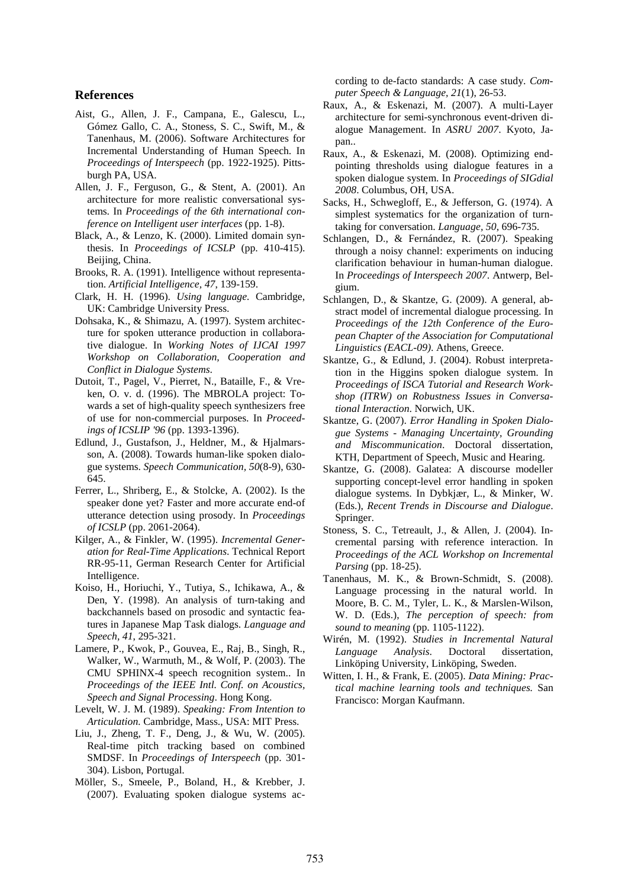## References

Aist, G., Allen, J. F., Campana, E., Galescu, L., Gómez Gallo, C. A., Stoness, S. C., Swift, M., & Tanenhaus, M. (2006). Software Architectures for Incremental Understanding of Human Speech. In *Proceedings of Interspeech* (pp. 1922-1925). Pittsburgh PA, USA.

Allen, J. F., Ferguson, G., & Stent, A. (2001). An architecture for more realistic conversational systems. In *Proceedings of the 6th international conference on Intelligent user interfaces* (pp. 1-8).

Black, A., & Lenzo, K. (2000). Limited domain synthesis. In *Proceedings of ICSLP* (pp. 410-415). Beijing, China.

Brooks, R. A. (1991). Intelligence without representation. *Artificial Intelligence*, *47*, 139-159.

Clark, H. H. (1996). *Using language*. Cambridge, UK: Cambridge University Press.

Dohsaka, K., & Shimazu, A. (1997). System architecture for spoken utterance production in collaborative dialogue. In *Working Notes of IJCAI 1997 Workshop on Collaboration, Cooperation and Conflict in Dialogue Systems*.

Dutoit, T., Pagel, V., Pierret, N., Bataille, F., & Vreken, O. v. d. (1996). The MBROLA project: Towards a set of high-quality speech synthesizers free of use for non-commercial purposes. In *Proceedings of ICSLIP '96* (pp. 1393-1396).

Edlund, J., Gustafson, J., Heldner, M., & Hjalmarsson, A. (2008). Towards human-like spoken dialogue systems. *Speech Communication*, *50*(8-9), 630-645.

Ferrer, L., Shriberg, E., & Stolcke, A. (2002). Is the speaker done yet? Faster and more accurate end-of utterance detection using prosody. In *Proceedings of ICSLP* (pp. 2061-2064).

Kilger, A., & Finkler, W. (1995). *Incremental Generation for Real-Time Applications*. Technical Report RR-95-11, German Research Center for Artificial Intelligence.

Koiso, H., Horiuchi, Y., Tutiya, S., Ichikawa, A., & Den, Y. (1998). An analysis of turn-taking and backchannels based on prosodic and syntactic features in Japanese Map Task dialogs. *Language and Speech*, *41*, 295-321.

Lamere, P., Kwok, P., Gouvea, E., Raj, B., Singh, R., Walker, W., Warmuth, M., & Wolf, P. (2003). The CMU SPHINX-4 speech recognition system.. In *Proceedings of the IEEE Intl. Conf. on Acoustics, Speech and Signal Processing*. Hong Kong.

Levelt, W. J. M. (1989). *Speaking: From Intention to Articulation*. Cambridge, Mass., USA: MIT Press.

Liu, J., Zheng, T. F., Deng, J., & Wu, W. (2005). Real-time pitch tracking based on combined SMDSF. In *Proceedings of Interspeech* (pp. 301-304). Lisbon, Portugal.

Möller, S., Smeele, P., Boland, H., & Krebber, J. (2007). Evaluating spoken dialogue systems according to de-facto standards: A case study. *Computer Speech & Language*, *21*(1), 26-53.

Raux, A., & Eskenazi, M. (2007). A multi-Layer architecture for semi-synchronous event-driven dialogue Management. In *ASRU 2007*. Kyoto, Japan..

Raux, A., & Eskenazi, M. (2008). Optimizing endpointing thresholds using dialogue features in a spoken dialogue system. In *Proceedings of SIGdial 2008*. Columbus, OH, USA.

Sacks, H., Schwegloff, E., & Jefferson, G. (1974). A simplest systematics for the organization of turn-taking for conversation. *Language*, *50*, 696-735.

Schlangen, D., & Fernández, R. (2007). Speaking through a noisy channel: experiments on inducing clarification behaviour in human-human dialogue. In *Proceedings of Interspeech 2007*. Antwerp, Belgium.

Schlangen, D., & Skantze, G. (2009). A general, abstract model of incremental dialogue processing. In *Proceedings of the 12th Conference of the European Chapter of the Association for Computational Linguistics (EACL-09)*. Athens, Greece.

Skantze, G., & Edlund, J. (2004). Robust interpretation in the Higgins spoken dialogue system. In *Proceedings of ISCA Tutorial and Research Workshop (ITRW) on Robustness Issues in Conversational Interaction*. Norwich, UK.

Skantze, G. (2007). *Error Handling in Spoken Dialogue Systems - Managing Uncertainty, Grounding and Miscommunication*. Doctoral dissertation, KTH, Department of Speech, Music and Hearing.

Skantze, G. (2008). Galatea: A discourse modeller supporting concept-level error handling in spoken dialogue systems. In Dybkjær, L., & Minker, W. (Eds.), *Recent Trends in Discourse and Dialogue*. Springer.

Stoness, S. C., Tetreault, J., & Allen, J. (2004). Incremental parsing with reference interaction. In *Proceedings of the ACL Workshop on Incremental Parsing* (pp. 18-25).

Tanenhaus, M. K., & Brown-Schmidt, S. (2008). Language processing in the natural world. In Moore, B. C. M., Tyler, L. K., & Marslen-Wilson, W. D. (Eds.), *The perception of speech: from sound to meaning* (pp. 1105-1122).

Wirén, M. (1992). *Studies in Incremental Natural Language Analysis*. Doctoral dissertation, Linköping University, Linköping, Sweden.

Witten, I. H., & Frank, E. (2005). *Data Mining: Practical machine learning tools and techniques.* San Francisco: Morgan Kaufmann.